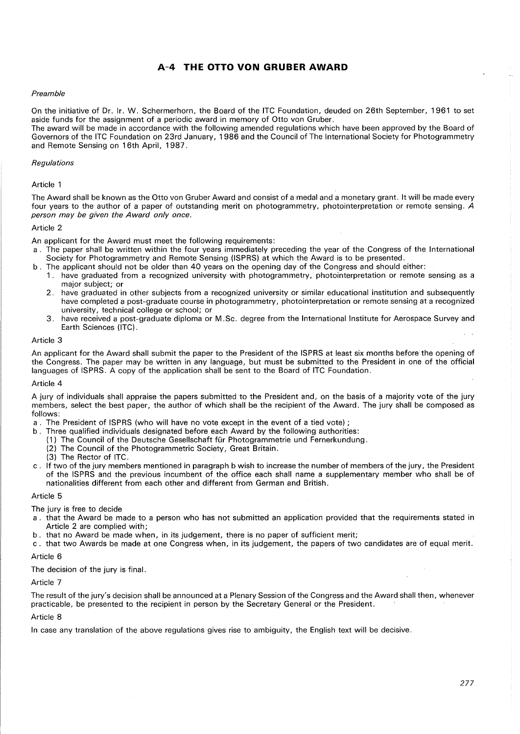## A-4 THE OTTO VON GRUBER AWARD

*Preamble*

On the initiative of Dr. Ir. W. Schermerhorn, the Board of the ITC Foundation, deuded on 26th September, 1961 to set aside funds for the assignment of a periodic award in memory of Otto von Gruber.
The award will be made in accordance with the following amended regulations which have been approved by the Board of Governors of the ITC Foundation on 23rd January, 1986 and the Council of The International Society for Photogrammetry and Remote Sensing on 16th April, 1987.

*Regulations*

Article 1

The Award shall be known as the Otto von Gruber Award and consist of a medal and a monetary grant. It will be made every four years to the author of a paper of outstanding merit on photogrammetry, photointerpretation or remote sensing. *A person may be given the Award only once.*

Article 2

An applicant for the Award must meet the following requirements:

a. The paper shall be written within the four years immediately preceding the year of the Congress of the International Society for Photogrammetry and Remote Sensing (ISPRS) at which the Award is to be presented.
b. The applicant should not be older than 40 years on the opening day of the Congress and should either:
   1. have graduated from a recognized university with photogrammetry, photointerpretation or remote sensing as a major subject; or
   2. have graduated in other subjects from a recognized university or similar educational institution and subsequently have completed a post-graduate course in photogrammetry, photointerpretation or remote sensing at a recognized university, technical college or school; or
   3. have received a post-graduate diploma or M.Sc. degree from the International Institute for Aerospace Survey and Earth Sciences (ITC).

Article 3

An applicant for the Award shall submit the paper to the President of the ISPRS at least six months before the opening of the Congress. The paper may be written in any language, but must be submitted to the President in one of the official languages of ISPRS. A copy of the application shall be sent to the Board of ITC Foundation.

Article 4

A jury of individuals shall appraise the papers submitted to the President and, on the basis of a majority vote of the jury members, select the best paper, the author of which shall be the recipient of the Award. The jury shall be composed as follows:

a. The President of ISPRS (who will have no vote except in the event of a tied vote);
b. Three qualified individuals designated before each Award by the following authorities:
   (1) The Council of the Deutsche Gesellschaft für Photogrammetrie und Fernerkundung.
   (2) The Council of the Photogrammetric Society, Great Britain.
   (3) The Rector of ITC.
c. If two of the jury members mentioned in paragraph b wish to increase the number of members of the jury, the President of the ISPRS and the previous incumbent of the office each shall name a supplementary member who shall be of nationalities different from each other and different from German and British.

Article 5

The jury is free to decide

a. that the Award be made to a person who has not submitted an application provided that the requirements stated in Article 2 are complied with;
b. that no Award be made when, in its judgement, there is no paper of sufficient merit;
c. that two Awards be made at one Congress when, in its judgement, the papers of two candidates are of equal merit.

Article 6

The decision of the jury is final.

Article 7

The result of the jury's decision shall be announced at a Plenary Session of the Congress and the Award shall then, whenever practicable, be presented to the recipient in person by the Secretary General or the President.

Article 8

In case any translation of the above regulations gives rise to ambiguity, the English text will be decisive.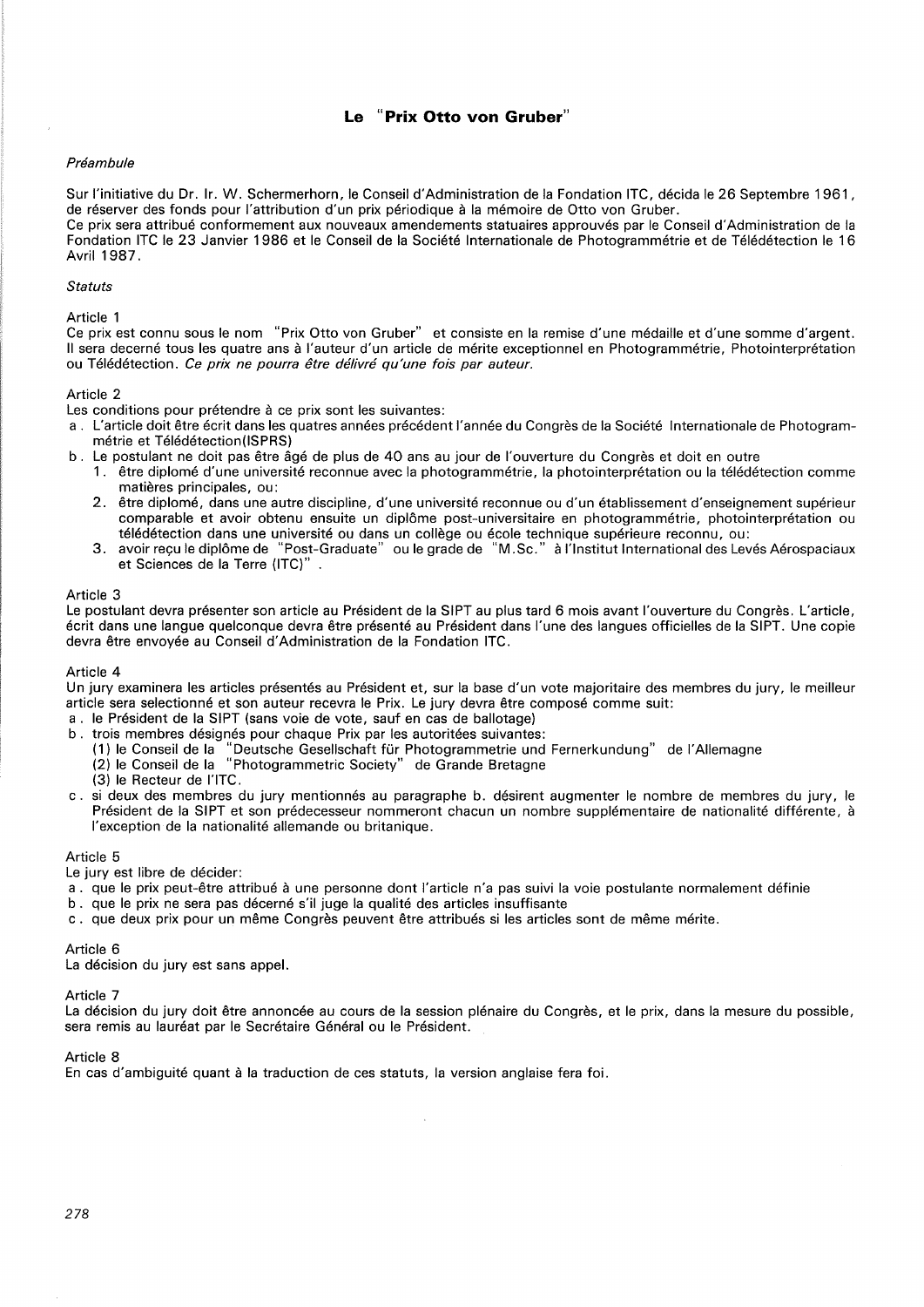## Le "Prix Otto von Gruber"

*Préambule*

Sur l'initiative du Dr. Ir. W. Schermerhorn, le Conseil d'Administration de la Fondation ITC, décida le 26 Septembre 1961, de réserver des fonds pour l'attribution d'un prix périodique à la mémoire de Otto von Gruber.
Ce prix sera attribué conformement aux nouveaux amendements statuaires approuvés par le Conseil d'Administration de la Fondation ITC le 23 Janvier 1986 et le Conseil de la Société Internationale de Photogrammétrie et de Télédétection le 16 Avril 1987.

*Statuts*

Article 1
Ce prix est connu sous le nom "Prix Otto von Gruber" et consiste en la remise d'une médaille et d'une somme d'argent. Il sera decerné tous les quatre ans à l'auteur d'un article de mérite exceptionnel en Photogrammétrie, Photointerprétation ou Télédétection. *Ce prix ne pourra être délivré qu'une fois par auteur.*

Article 2
Les conditions pour prétendre à ce prix sont les suivantes:

a. L'article doit être écrit dans les quatres années précédent l'année du Congrès de la Société Internationale de Photogrammétrie et Télédétection(ISPRS)
b. Le postulant ne doit pas être âgé de plus de 40 ans au jour de l'ouverture du Congrès et doit en outre
   1. être diplomé d'une université reconnue avec la photogrammétrie, la photointerprétation ou la télédétection comme matières principales, ou:
   2. être diplomé, dans une autre discipline, d'une université reconnue ou d'un établissement d'enseignement supérieur comparable et avoir obtenu ensuite un diplôme post-universitaire en photogrammétrie, photointerprétation ou télédétection dans une université ou dans un collège ou école technique supérieure reconnu, ou:
   3. avoir reçu le diplôme de "Post-Graduate" ou le grade de "M.Sc." à l'Institut International des Levés Aérospaciaux et Sciences de la Terre (ITC)".

Article 3
Le postulant devra présenter son article au Président de la SIPT au plus tard 6 mois avant l'ouverture du Congrès. L'article, écrit dans une langue quelconque devra être présenté au Président dans l'une des langues officielles de la SIPT. Une copie devra être envoyée au Conseil d'Administration de la Fondation ITC.

Article 4
Un jury examinera les articles présentés au Président et, sur la base d'un vote majoritaire des membres du jury, le meilleur article sera selectionné et son auteur recevra le Prix. Le jury devra être composé comme suit:

a. le Président de la SIPT (sans voie de vote, sauf en cas de ballotage)
b. trois membres désignés pour chaque Prix par les autoritées suivantes:
   (1) le Conseil de la "Deutsche Gesellschaft für Photogrammetrie und Fernerkundung" de l'Allemagne
   (2) le Conseil de la "Photogrammetric Society" de Grande Bretagne
   (3) le Recteur de l'ITC.
c. si deux des membres du jury mentionnés au paragraphe b. désirent augmenter le nombre de membres du jury, le Président de la SIPT et son prédecesseur nommeront chacun un nombre supplémentaire de nationalité différente, à l'exception de la nationalité allemande ou britanique.

Article 5
Le jury est libre de décider:

a. que le prix peut-être attribué à une personne dont l'article n'a pas suivi la voie postulante normalement définie
b. que le prix ne sera pas décerné s'il juge la qualité des articles insuffisante
c. que deux prix pour un même Congrès peuvent être attribués si les articles sont de même mérite.

Article 6
La décision du jury est sans appel.

Article 7
La décision du jury doit être annoncée au cours de la session plénaire du Congrès, et le prix, dans la mesure du possible, sera remis au lauréat par le Secrétaire Général ou le Président.

Article 8
En cas d'ambiguité quant à la traduction de ces statuts, la version anglaise fera foi.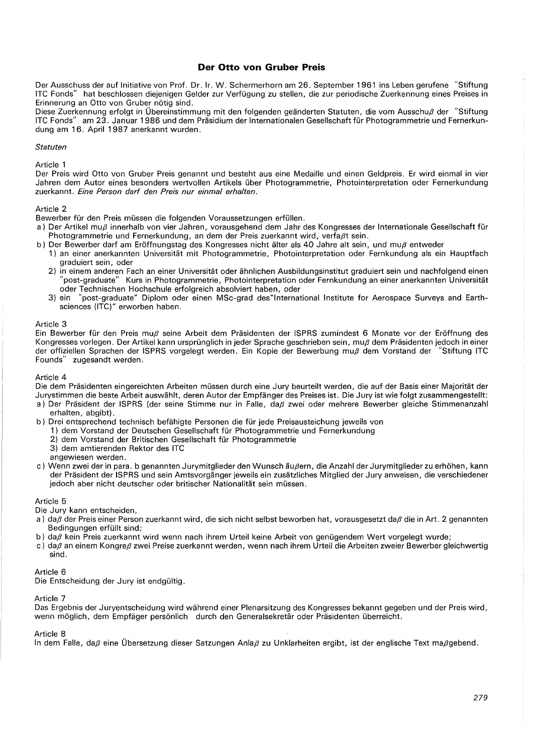## Der Otto von Gruber Preis

Der Ausschuss der auf Initiative von Prof. Dr. Ir. W. Schermerhorn am 26. September 1961 ins Leben gerufene "Stiftung ITC Fonds" hat beschlossen diejenigen Gelder zur Verfügung zu stellen, die zur periodische Zuerkennung eines Preises in Erinnerung an Otto von Gruber nötig sind.
Diese Zuerkennung erfolgt in Übereinstimmung mit den folgenden geänderten Statuten, die vom Ausschuß der "Stiftung ITC Fonds" am 23. Januar 1986 und dem Präsidium der Internationalen Gesellschaft für Photogrammetrie und Fernerkundung am 16. April 1987 anerkannt wurden.

*Statuten*

Article 1
Der Preis wird Otto von Gruber Preis genannt und besteht aus eine Medaille und einen Geldpreis. Er wird einmal in vier Jahren dem Autor eines besonders wertvollen Artikels über Photogrammetrie, Photointerpretation oder Fernerkundung zuerkannt. *Eine Person darf den Preis nur einmal erhalten.*

Article 2
Bewerber für den Preis müssen die folgenden Voraussetzungen erfüllen.

a) Der Artikel muß innerhalb von vier Jahren, vorausgehend dem Jahr des Kongresses der Internationale Gesellschaft für Photogrammetrie und Fernerkundung, an dem der Preis zuerkannt wird, verfaßt sein.
b) Der Bewerber darf am Eröffnungstag des Kongresses nicht älter als 40 Jahre alt sein, und muß entweder
   1) an einer anerkannten Universität mit Photogrammetrie, Photointerpretation oder Fernkundung als ein Hauptfach graduiert sein, oder
   2) in einem anderen Fach an einer Universität oder ähnlichen Ausbildungsinstitut graduiert sein und nachfolgend einen "post-graduate" Kurs in Photogrammetrie, Photointerpretation oder Fernkundung an einer anerkannten Universität oder Technischen Hochschule erfolgreich absolviert haben, oder
   3) ein "post-graduate" Diplom oder einen MSc-grad des"International Institute for Aerospace Surveys and Earth-sciences (ITC)" erworben haben.

Article 3
Ein Bewerber für den Preis muß seine Arbeit dem Präsidenten der ISPRS zumindest 6 Monate vor der Eröffnung des Kongresses vorlegen. Der Artikel kann ursprünglich in jeder Sprache geschrieben sein, muß dem Präsidenten jedoch in einer der offiziellen Sprachen der ISPRS vorgelegt werden. Ein Kopie der Bewerbung muß dem Vorstand der "Stiftung ITC Founds" zugesandt werden.

Article 4
Die dem Präsidenten eingereichten Arbeiten müssen durch eine Jury beurteilt werden, die auf der Basis einer Majorität der Jurystimmen die beste Arbeit auswählt, deren Autor der Empfänger des Preises ist. Die Jury ist wie folgt zusammengestellt:

a) Der Präsident der ISPRS (der seine Stimme nur in Falle, daß zwei oder mehrere Bewerber gleiche Stimmenanzahl erhalten, abgibt).
b) Drei entsprechend technisch befähigte Personen die für jede Preisausteichung jeweils von
   1) dem Vorstand der Deutschen Gesellschaft für Photogrammetrie und Fernerkundung
   2) dem Vorstand der Britischen Gesellschaft für Photogrammetrie
   3) dem amtierenden Rektor des ITC

   angewiesen werden.
c) Wenn zwei der in para. b genannten Jurymitglieder den Wunsch äußern, die Anzahl der Jurymitglieder zu erhöhen, kann der Präsident der ISPRS und sein Amtsvorgänger jeweils ein zusätzliches Mitglied der Jury anweisen, die verschiedener jedoch aber nicht deutscher oder britischer Nationalität sein müssen.

Article 5
Die Jury kann entscheiden,

a) daß der Preis einer Person zuerkannt wird, die sich nicht selbst beworben hat, vorausgesetzt daß die in Art. 2 genannten Bedingungen erfüllt sind;
b) daß kein Preis zuerkannt wird wenn nach ihrem Urteil keine Arbeit von genügendem Wert vorgelegt wurde;
c) daß an einem Kongreß zwei Preise zuerkannt werden, wenn nach ihrem Urteil die Arbeiten zweier Bewerber gleichwertig sind.

Article 6
Die Entscheidung der Jury ist endgültig.

Article 7
Das Ergebnis der Juryentscheidung wird während einer Plenarsitzung des Kongresses bekannt gegeben und der Preis wird, wenn möglich, dem Empfäger persönlich durch den Generalsekretär oder Präsidenten überreicht.

Article 8
In dem Falle, daß eine Übersetzung dieser Satzungen Anlaß zu Unklarheiten ergibt, ist der englische Text maßgebend.